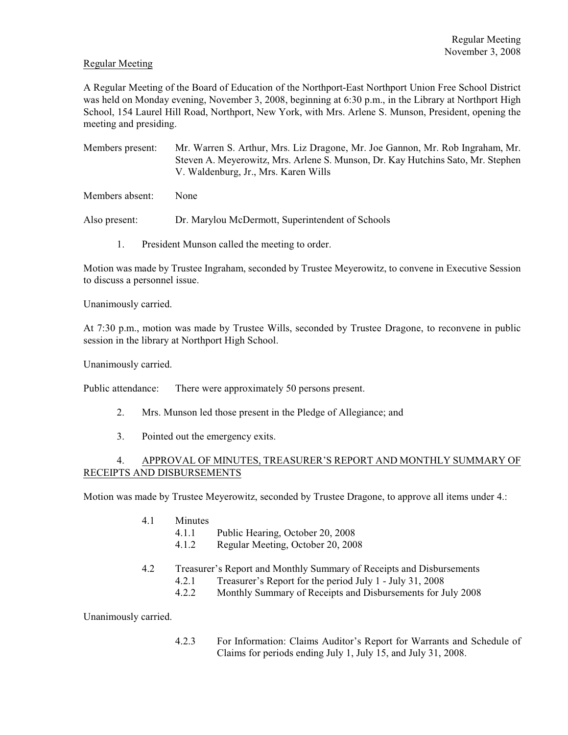Regular Meeting

A Regular Meeting of the Board of Education of the Northport-East Northport Union Free School District was held on Monday evening, November 3, 2008, beginning at 6:30 p.m., in the Library at Northport High School, 154 Laurel Hill Road, Northport, New York, with Mrs. Arlene S. Munson, President, opening the meeting and presiding.

Members present: Mr. Warren S. Arthur, Mrs. Liz Dragone, Mr. Joe Gannon, Mr. Rob Ingraham, Mr. Steven A. Meyerowitz, Mrs. Arlene S. Munson, Dr. Kay Hutchins Sato, Mr. Stephen V. Waldenburg, Jr., Mrs. Karen Wills

Members absent: None

Also present: Dr. Marylou McDermott, Superintendent of Schools

1. President Munson called the meeting to order.

Motion was made by Trustee Ingraham, seconded by Trustee Meyerowitz, to convene in Executive Session to discuss a personnel issue.

Unanimously carried.

At 7:30 p.m., motion was made by Trustee Wills, seconded by Trustee Dragone, to reconvene in public session in the library at Northport High School.

Unanimously carried.

Public attendance: There were approximately 50 persons present.

2. Mrs. Munson led those present in the Pledge of Allegiance; and

3. Pointed out the emergency exits.

4. APPROVAL OF MINUTES, TREASURER'S REPORT AND MONTHLY SUMMARY OF RECEIPTS AND DISBURSEMENTS

Motion was made by Trustee Meyerowitz, seconded by Trustee Dragone, to approve all items under 4.:

- 4.1 Minutes
  - 4.1.1 Public Hearing, October 20, 2008
  - 4.1.2 Regular Meeting, October 20, 2008
- 4.2 Treasurer's Report and Monthly Summary of Receipts and Disbursements
  - 4.2.1 Treasurer's Report for the period July 1 - July 31, 2008
  - 4.2.2 Monthly Summary of Receipts and Disbursements for July 2008

Unanimously carried.

- 4.2.3 For Information: Claims Auditor's Report for Warrants and Schedule of Claims for periods ending July 1, July 15, and July 31, 2008.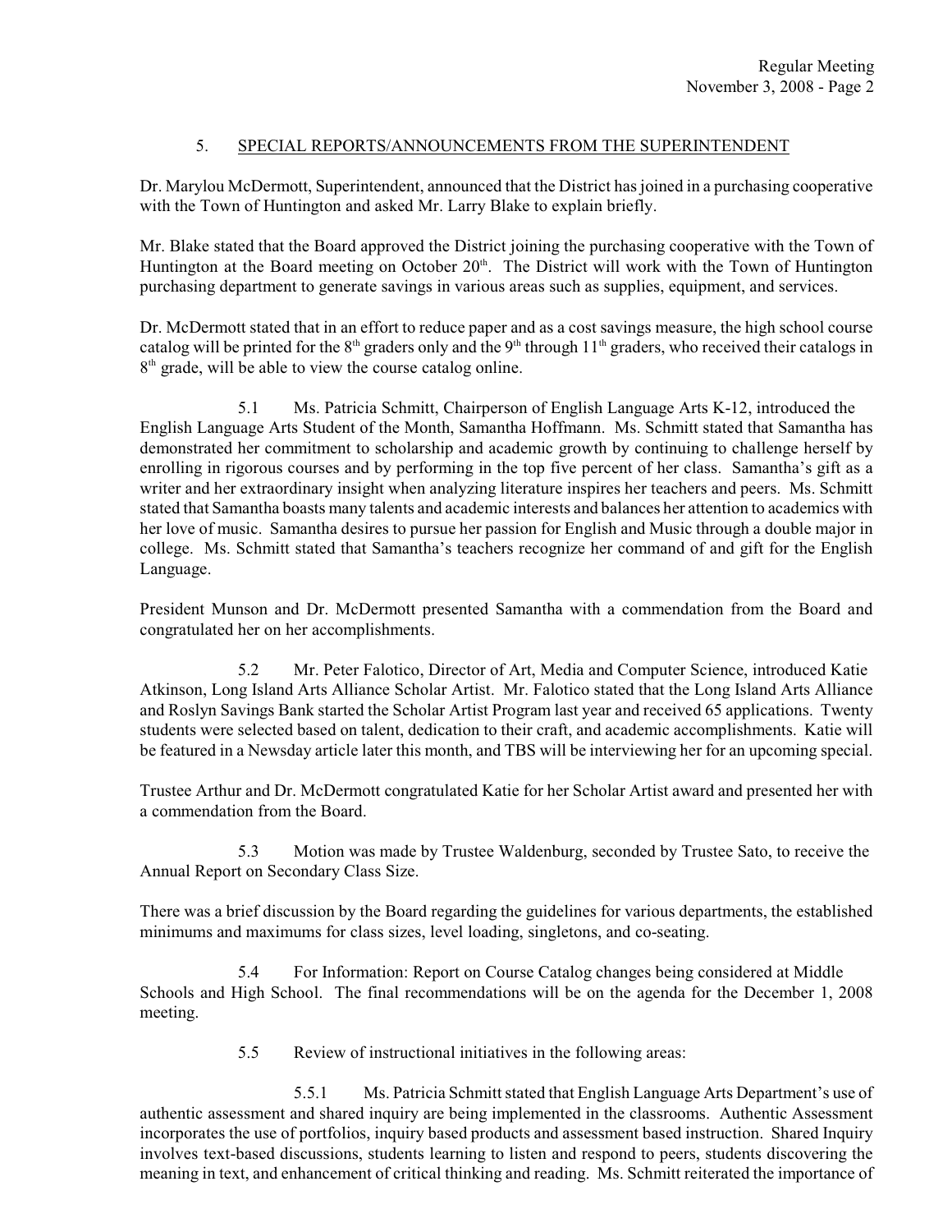## 5. SPECIAL REPORTS/ANNOUNCEMENTS FROM THE SUPERINTENDENT

Dr. Marylou McDermott, Superintendent, announced that the District has joined in a purchasing cooperative with the Town of Huntington and asked Mr. Larry Blake to explain briefly.

Mr. Blake stated that the Board approved the District joining the purchasing cooperative with the Town of Huntington at the Board meeting on October 20th. The District will work with the Town of Huntington purchasing department to generate savings in various areas such as supplies, equipment, and services.

Dr. McDermott stated that in an effort to reduce paper and as a cost savings measure, the high school course catalog will be printed for the 8th graders only and the 9th through 11th graders, who received their catalogs in 8th grade, will be able to view the course catalog online.

5.1 Ms. Patricia Schmitt, Chairperson of English Language Arts K-12, introduced the English Language Arts Student of the Month, Samantha Hoffmann. Ms. Schmitt stated that Samantha has demonstrated her commitment to scholarship and academic growth by continuing to challenge herself by enrolling in rigorous courses and by performing in the top five percent of her class. Samantha's gift as a writer and her extraordinary insight when analyzing literature inspires her teachers and peers. Ms. Schmitt stated that Samantha boasts many talents and academic interests and balances her attention to academics with her love of music. Samantha desires to pursue her passion for English and Music through a double major in college. Ms. Schmitt stated that Samantha's teachers recognize her command of and gift for the English Language.

President Munson and Dr. McDermott presented Samantha with a commendation from the Board and congratulated her on her accomplishments.

5.2 Mr. Peter Falotico, Director of Art, Media and Computer Science, introduced Katie Atkinson, Long Island Arts Alliance Scholar Artist. Mr. Falotico stated that the Long Island Arts Alliance and Roslyn Savings Bank started the Scholar Artist Program last year and received 65 applications. Twenty students were selected based on talent, dedication to their craft, and academic accomplishments. Katie will be featured in a Newsday article later this month, and TBS will be interviewing her for an upcoming special.

Trustee Arthur and Dr. McDermott congratulated Katie for her Scholar Artist award and presented her with a commendation from the Board.

5.3 Motion was made by Trustee Waldenburg, seconded by Trustee Sato, to receive the Annual Report on Secondary Class Size.

There was a brief discussion by the Board regarding the guidelines for various departments, the established minimums and maximums for class sizes, level loading, singletons, and co-seating.

5.4 For Information: Report on Course Catalog changes being considered at Middle Schools and High School. The final recommendations will be on the agenda for the December 1, 2008 meeting.

5.5 Review of instructional initiatives in the following areas:

5.5.1 Ms. Patricia Schmitt stated that English Language Arts Department's use of authentic assessment and shared inquiry are being implemented in the classrooms. Authentic Assessment incorporates the use of portfolios, inquiry based products and assessment based instruction. Shared Inquiry involves text-based discussions, students learning to listen and respond to peers, students discovering the meaning in text, and enhancement of critical thinking and reading. Ms. Schmitt reiterated the importance of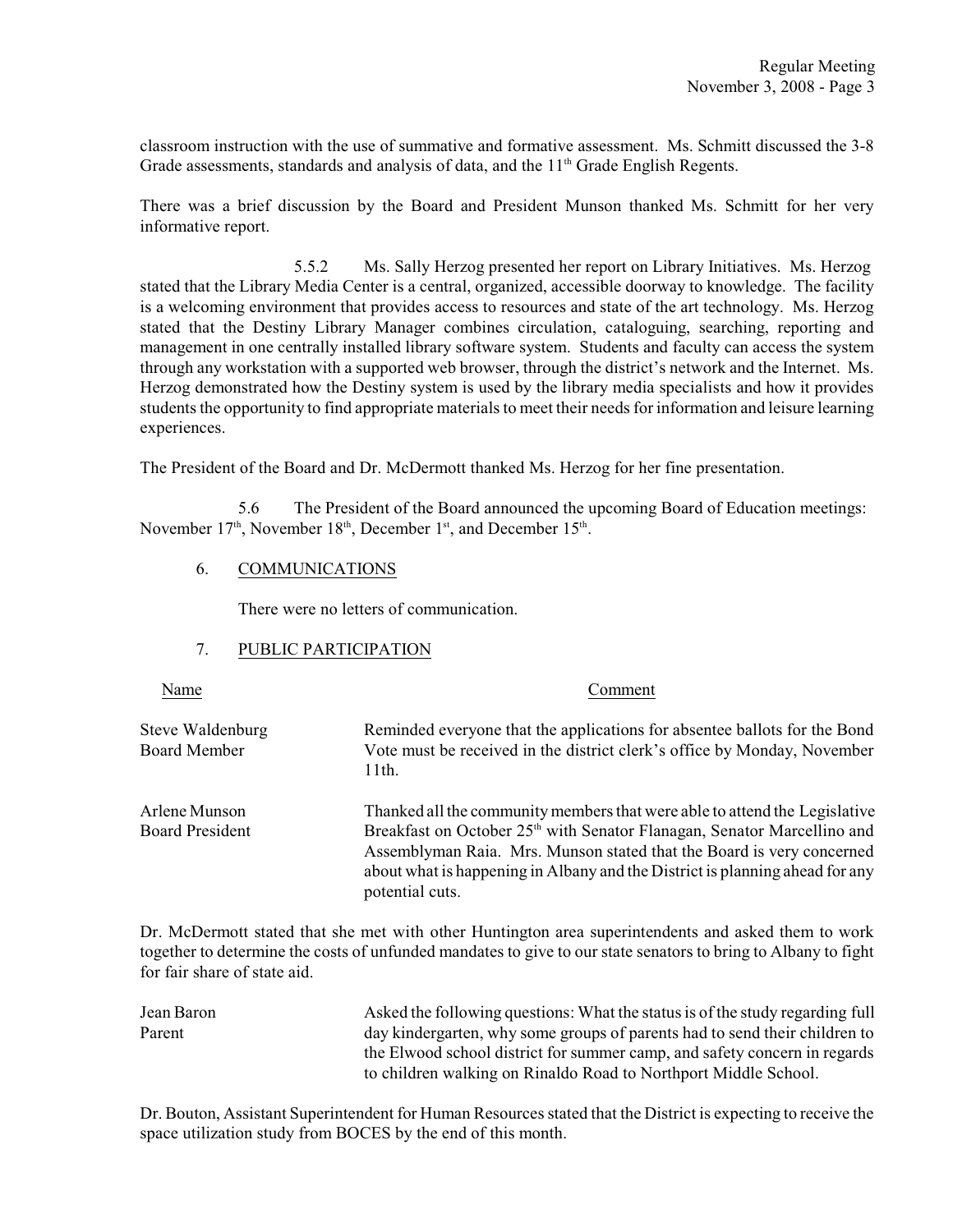classroom instruction with the use of summative and formative assessment. Ms. Schmitt discussed the 3-8 Grade assessments, standards and analysis of data, and the 11th Grade English Regents.

There was a brief discussion by the Board and President Munson thanked Ms. Schmitt for her very informative report.

5.5.2 Ms. Sally Herzog presented her report on Library Initiatives. Ms. Herzog stated that the Library Media Center is a central, organized, accessible doorway to knowledge. The facility is a welcoming environment that provides access to resources and state of the art technology. Ms. Herzog stated that the Destiny Library Manager combines circulation, cataloguing, searching, reporting and management in one centrally installed library software system. Students and faculty can access the system through any workstation with a supported web browser, through the district's network and the Internet. Ms. Herzog demonstrated how the Destiny system is used by the library media specialists and how it provides students the opportunity to find appropriate materials to meet their needs for information and leisure learning experiences.

The President of the Board and Dr. McDermott thanked Ms. Herzog for her fine presentation.

5.6 The President of the Board announced the upcoming Board of Education meetings: November 17th, November 18th, December 1st, and December 15th.

6. COMMUNICATIONS

There were no letters of communication.

7. PUBLIC PARTICIPATION

| Name | Comment |
|---|---|
| Steve Waldenburg<br>Board Member | Reminded everyone that the applications for absentee ballots for the Bond Vote must be received in the district clerk's office by Monday, November 11th. |
| Arlene Munson<br>Board President | Thanked all the community members that were able to attend the Legislative Breakfast on October 25th with Senator Flanagan, Senator Marcellino and Assemblyman Raia. Mrs. Munson stated that the Board is very concerned about what is happening in Albany and the District is planning ahead for any potential cuts. |

Dr. McDermott stated that she met with other Huntington area superintendents and asked them to work together to determine the costs of unfunded mandates to give to our state senators to bring to Albany to fight for fair share of state aid.

| Name | Comment |
|---|---|
| Jean Baron<br>Parent | Asked the following questions: What the status is of the study regarding full day kindergarten, why some groups of parents had to send their children to the Elwood school district for summer camp, and safety concern in regards to children walking on Rinaldo Road to Northport Middle School. |

Dr. Bouton, Assistant Superintendent for Human Resources stated that the District is expecting to receive the space utilization study from BOCES by the end of this month.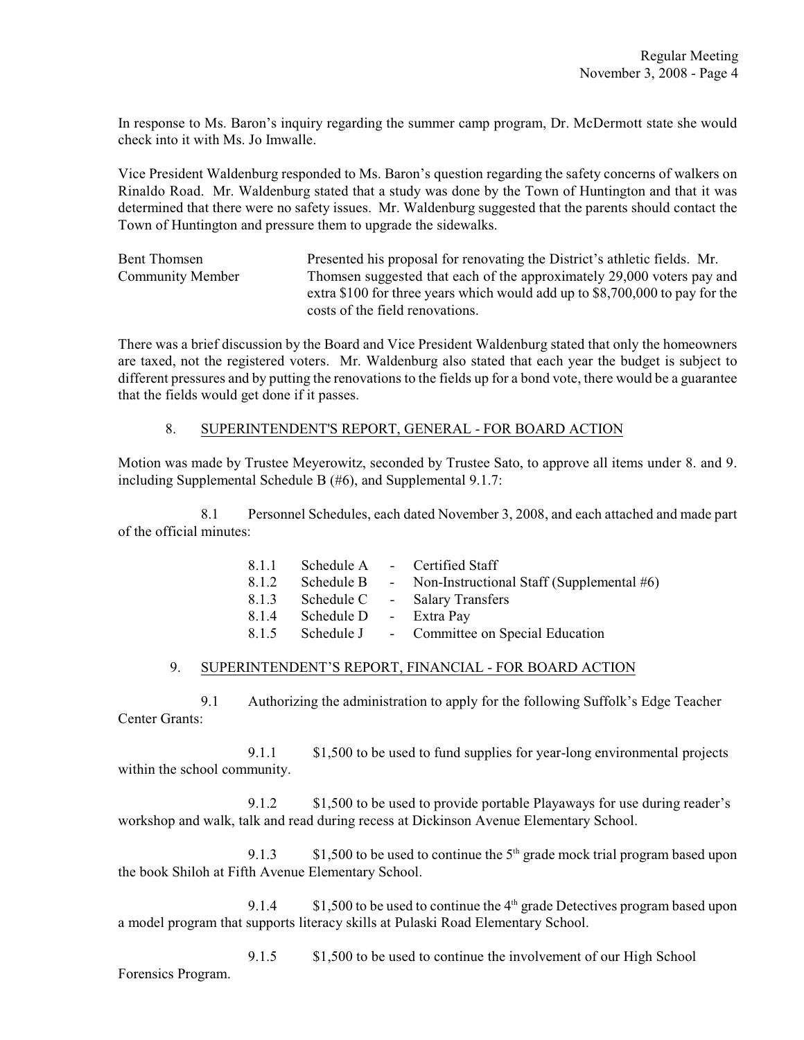In response to Ms. Baron's inquiry regarding the summer camp program, Dr. McDermott state she would check into it with Ms. Jo Imwalle.

Vice President Waldenburg responded to Ms. Baron's question regarding the safety concerns of walkers on Rinaldo Road. Mr. Waldenburg stated that a study was done by the Town of Huntington and that it was determined that there were no safety issues. Mr. Waldenburg suggested that the parents should contact the Town of Huntington and pressure them to upgrade the sidewalks.

| | |
|---|---|
| Bent Thomsen<br>Community Member | Presented his proposal for renovating the District's athletic fields. Mr. Thomsen suggested that each of the approximately 29,000 voters pay and extra $100 for three years which would add up to $8,700,000 to pay for the costs of the field renovations. |

There was a brief discussion by the Board and Vice President Waldenburg stated that only the homeowners are taxed, not the registered voters. Mr. Waldenburg also stated that each year the budget is subject to different pressures and by putting the renovations to the fields up for a bond vote, there would be a guarantee that the fields would get done if it passes.

8. SUPERINTENDENT'S REPORT, GENERAL - FOR BOARD ACTION

Motion was made by Trustee Meyerowitz, seconded by Trustee Sato, to approve all items under 8. and 9. including Supplemental Schedule B (#6), and Supplemental 9.1.7:

8.1 Personnel Schedules, each dated November 3, 2008, and each attached and made part of the official minutes:

- 8.1.1 Schedule A - Certified Staff
- 8.1.2 Schedule B - Non-Instructional Staff (Supplemental #6)
- 8.1.3 Schedule C - Salary Transfers
- 8.1.4 Schedule D - Extra Pay
- 8.1.5 Schedule J - Committee on Special Education

9. SUPERINTENDENT'S REPORT, FINANCIAL - FOR BOARD ACTION

9.1 Authorizing the administration to apply for the following Suffolk's Edge Teacher Center Grants:

9.1.1 $1,500 to be used to fund supplies for year-long environmental projects within the school community.

9.1.2 $1,500 to be used to provide portable Playaways for use during reader's workshop and walk, talk and read during recess at Dickinson Avenue Elementary School.

9.1.3 $1,500 to be used to continue the 5th grade mock trial program based upon the book Shiloh at Fifth Avenue Elementary School.

9.1.4 $1,500 to be used to continue the 4th grade Detectives program based upon a model program that supports literacy skills at Pulaski Road Elementary School.

9.1.5 $1,500 to be used to continue the involvement of our High School Forensics Program.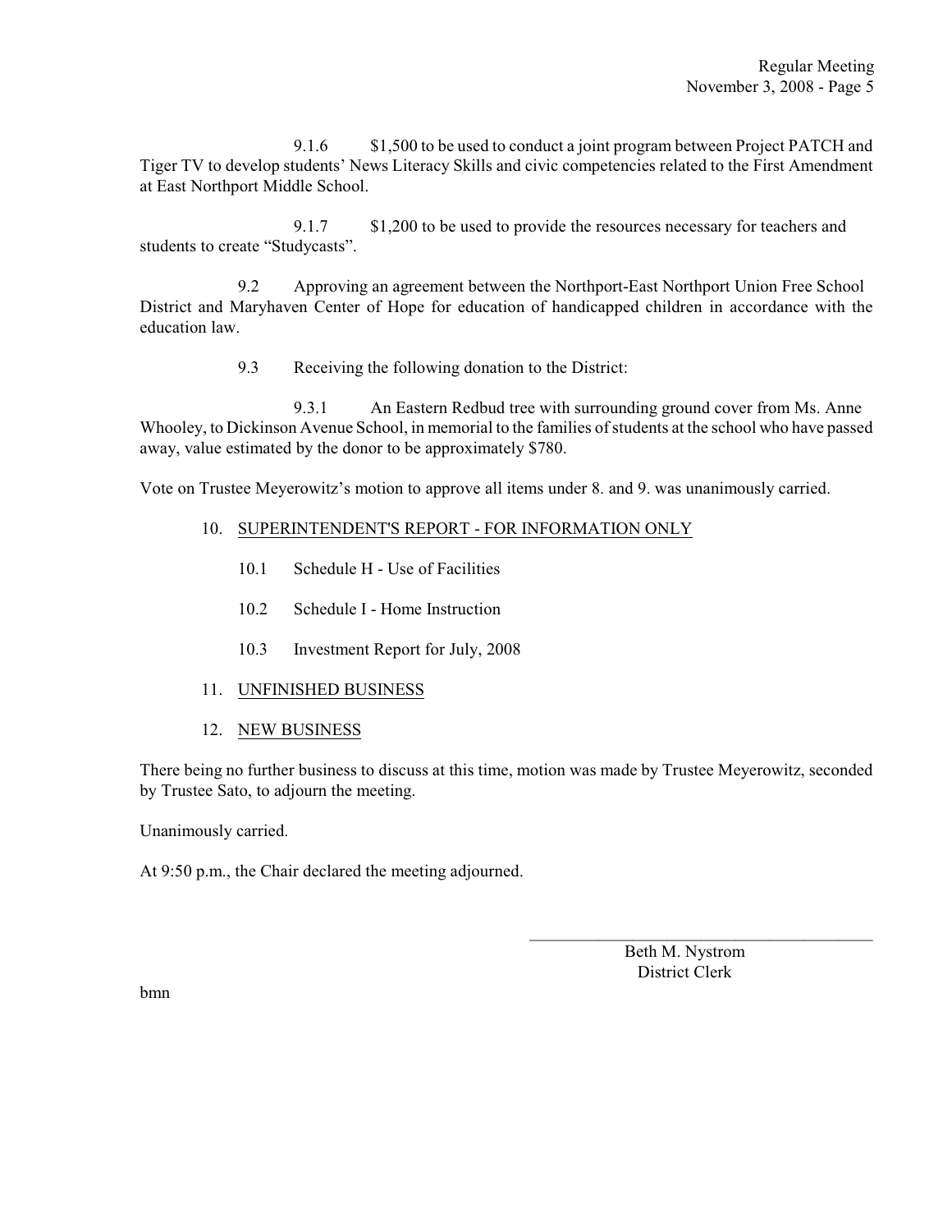9.1.6 $1,500 to be used to conduct a joint program between Project PATCH and Tiger TV to develop students' News Literacy Skills and civic competencies related to the First Amendment at East Northport Middle School.

9.1.7 $1,200 to be used to provide the resources necessary for teachers and students to create "Studycasts".

9.2 Approving an agreement between the Northport-East Northport Union Free School District and Maryhaven Center of Hope for education of handicapped children in accordance with the education law.

9.3 Receiving the following donation to the District:

9.3.1 An Eastern Redbud tree with surrounding ground cover from Ms. Anne Whooley, to Dickinson Avenue School, in memorial to the families of students at the school who have passed away, value estimated by the donor to be approximately $780.

Vote on Trustee Meyerowitz's motion to approve all items under 8. and 9. was unanimously carried.

10. <u>SUPERINTENDENT'S REPORT - FOR INFORMATION ONLY</u>

    10.1 Schedule H - Use of Facilities

    10.2 Schedule I - Home Instruction

    10.3 Investment Report for July, 2008

11. <u>UNFINISHED BUSINESS</u>

12. <u>NEW BUSINESS</u>

There being no further business to discuss at this time, motion was made by Trustee Meyerowitz, seconded by Trustee Sato, to adjourn the meeting.

Unanimously carried.

At 9:50 p.m., the Chair declared the meeting adjourned.

\_\_\_\_\_\_\_\_\_\_\_\_\_\_\_\_\_\_\_\_\_\_\_\_\_\_\_\_\_\_\_\_\_\_\_\_\_\_\_\_

Beth M. Nystrom
District Clerk

bmn